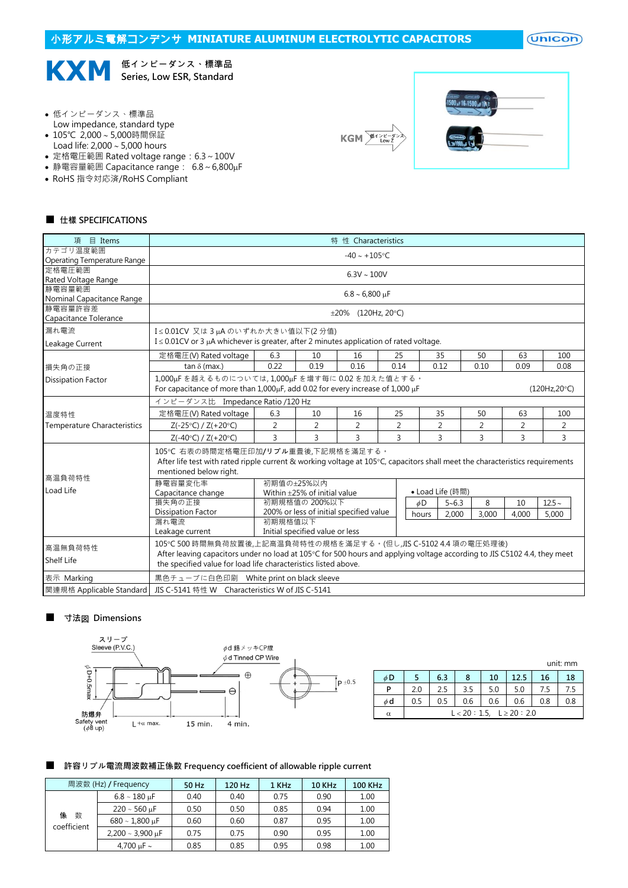## 小形アルミ電解コンデンサ MINIATURE ALUMINUM ELECTROLYTIC CAPACITORS

# KXM

低インピーダンス、標準品
Series, Low ESR, Standard

- 低インピーダンス、標準品
  Low impedance, standard type
- 105℃ 2,000 ~ 5,000時間保証
  Load life: 2,000 ~ 5,000 hours
- 定格電圧範囲 Rated voltage range：6.3 ~ 100V
- 静電容量範囲 Capacitance range： 6.8 ~ 6,800µF
- RoHS 指令対応済/RoHS Compliant

KGM → 低インピーダンス Low Z

### ■ 仕様 SPECIFICATIONS

| 項 目 Items | 特 性 Characteristics | | | | | | | | |
|---|---|---|---|---|---|---|---|---|---|
| カテゴリ温度範囲 Operating Temperature Range | -40 ~ +105°C | | | | | | | | |
| 定格電圧範囲 Rated Voltage Range | 6.3V ~ 100V | | | | | | | | |
| 静電容量範囲 Nominal Capacitance Range | 6.8 ~ 6,800 µF | | | | | | | | |
| 静電容量許容差 Capacitance Tolerance | ±20% (120Hz, 20°C) | | | | | | | | |
| 漏れ電流 Leakage Current | I≤0.01CV 又は 3 µA のいずれか大きい値以下(2 分値) I≤0.01CV or 3 µA whichever is greater, after 2 minutes application of rated voltage. | | | | | | | | |
| 損失角の正接 Dissipation Factor | 定格電圧(V) Rated voltage | 6.3 | 10 | 16 | 25 | 35 | 50 | 63 | 100 |
| | tan δ (max.) | 0.22 | 0.19 | 0.16 | 0.14 | 0.12 | 0.10 | 0.09 | 0.08 |
| | 1,000µF を越えるものについては, 1,000µF を増す毎に 0.02 を加えた値とする。 For capacitance of more than 1,000µF, add 0.02 for every increase of 1,000 µF (120Hz,20°C) | | | | | | | | |
| 温度特性 Temperature Characteristics | インピーダンス比 Impedance Ratio /120 Hz | | | | | | | | |
| | 定格電圧(V) Rated voltage | 6.3 | 10 | 16 | 25 | 35 | 50 | 63 | 100 |
| | Z(-25°C) / Z(+20°C) | 2 | 2 | 2 | 2 | 2 | 2 | 2 | 2 |
| | Z(-40°C) / Z(+20°C) | 3 | 3 | 3 | 3 | 3 | 3 | 3 | 3 |
| 高温負荷特性 Load Life | 105°C 右表の時間定格電圧印加/リプル重畳後,下記規格を満足する。 After life test with rated ripple current & working voltage at 105°C, capacitors shall meet the characteristics requirements mentioned below right. | | | | | | | | |
| | 静電容量変化率 Capacitance change | 初期値の±25%以内 Within ±25% of initial value | | | | | | | |
| | 損失角の正接 Dissipation Factor | 初期規格値の 200%以下 200% or less of initial specified value | | | | | | | |
| | 漏れ電流 Leakage current | 初期規格値以下 Initial specified value or less | | | | | | | |
| 高温無負荷特性 Shelf Life | 105°C 500 時間無負荷放置後,上記高温負荷特性の規格を満足する。(但し,JIS C-5102 4.4 項の電圧処理後) After leaving capacitors under no load at 105°C for 500 hours and applying voltage according to JIS C5102 4.4, they meet the specified value for load life characteristics listed above. | | | | | | | | |
| 表示 Marking | 黒色チューブに白色印刷 White print on black sleeve | | | | | | | | |
| 関連規格 Applicable Standard | JIS C-5141 特性 W Characteristics W of JIS C-5141 | | | | | | | | |

• Load Life (時間)

| ϕD | 5~6.3 | 8 | 10 | 12.5~ |
|---|---|---|---|---|
| hours | 2,000 | 3,000 | 4,000 | 5,000 |

### ■ 寸法図 Dimensions

スリーブ Sleeve (P.V.C.)
ϕd 錫メッキCP線 ϕd Tinned CP Wire
ϕD+0.5max
防爆弁 Safety vent (ϕ8 up)
L+α max. 15 min. 4 min.
P ±0.5

unit: mm

| ϕD | 5 | 6.3 | 8 | 10 | 12.5 | 16 | 18 |
|---|---|---|---|---|---|---|---|
| P | 2.0 | 2.5 | 3.5 | 5.0 | 5.0 | 7.5 | 7.5 |
| ϕd | 0.5 | 0.5 | 0.6 | 0.6 | 0.6 | 0.8 | 0.8 |
| α | L < 20 : 1.5, L ≥ 20 : 2.0 | | | | | | |

### ■ 許容リプル電流周波数補正係数 Frequency coefficient of allowable ripple current

| 周波数 (Hz) / Frequency | | 50 Hz | 120 Hz | 1 KHz | 10 KHz | 100 KHz |
|---|---|---|---|---|---|---|
| 係 数 coefficient | 6.8 ~ 180 µF | 0.40 | 0.40 | 0.75 | 0.90 | 1.00 |
| | 220 ~ 560 µF | 0.50 | 0.50 | 0.85 | 0.94 | 1.00 |
| | 680 ~ 1,800 µF | 0.60 | 0.60 | 0.87 | 0.95 | 1.00 |
| | 2,200 ~ 3,900 µF | 0.75 | 0.75 | 0.90 | 0.95 | 1.00 |
| | 4,700 µF ~ | 0.85 | 0.85 | 0.95 | 0.98 | 1.00 |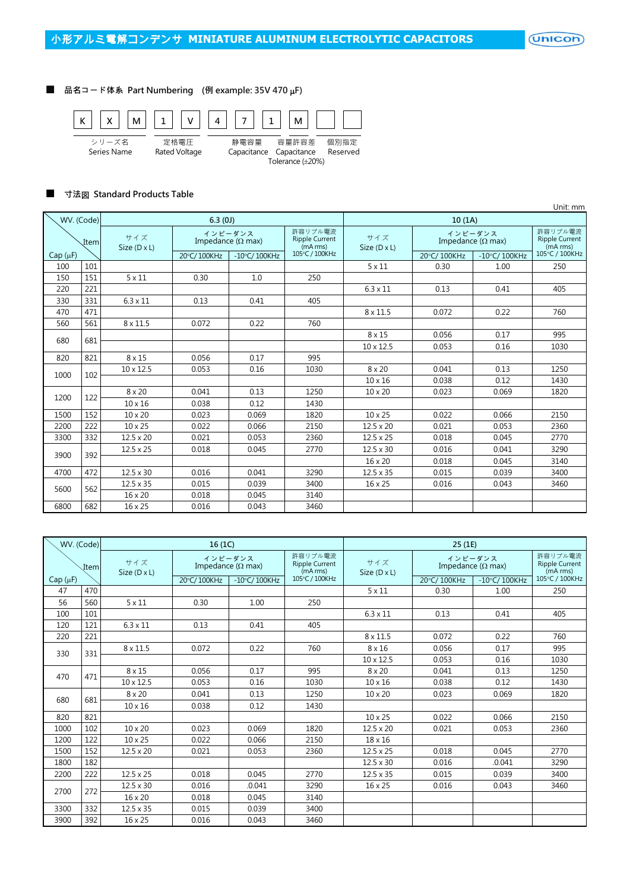# 小形アルミ電解コンデンサ MINIATURE ALUMINUM ELECTROLYTIC CAPACITORS

## ■ 品名コード体系 Part Numbering (例 example: 35V 470 μF)

| K | X | M | 1 | V | 4 | 7 | 1 | M | | |
|---|---|---|---|---|---|---|---|---|---|---|
| シリーズ名 Series Name | | | 定格電圧 Rated Voltage | | 静電容量 Capacitance | | | 容量許容差 Capacitance Tolerance (±20%) | 個別指定 Reserved | |

## ■ 寸法図 Standard Products Table

Unit: mm

| Cap (μF) | WV. (Code) / Item | 6.3 (0J) サイズ Size (D x L) | 6.3 (0J) インピーダンス Impedance (Ω max) 20°C/ 100KHz | 6.3 (0J) インピーダンス Impedance (Ω max) -10°C/ 100KHz | 6.3 (0J) 許容リプル電流 Ripple Current (mA rms) 105°C / 100KHz | 10 (1A) サイズ Size (D x L) | 10 (1A) インピーダンス Impedance (Ω max) 20°C/ 100KHz | 10 (1A) インピーダンス Impedance (Ω max) -10°C/ 100KHz | 10 (1A) 許容リプル電流 Ripple Current (mA rms) 105°C / 100KHz |
|---|---|---|---|---|---|---|---|---|---|
| 100 | 101 | | | | | 5 x 11 | 0.30 | 1.00 | 250 |
| 150 | 151 | 5 x 11 | 0.30 | 1.0 | 250 | | | | |
| 220 | 221 | | | | | 6.3 x 11 | 0.13 | 0.41 | 405 |
| 330 | 331 | 6.3 x 11 | 0.13 | 0.41 | 405 | | | | |
| 470 | 471 | | | | | 8 x 11.5 | 0.072 | 0.22 | 760 |
| 560 | 561 | 8 x 11.5 | 0.072 | 0.22 | 760 | | | | |
| 680 | 681 | | | | | 8 x 15 | 0.056 | 0.17 | 995 |
| | | | | | | 10 x 12.5 | 0.053 | 0.16 | 1030 |
| 820 | 821 | 8 x 15 | 0.056 | 0.17 | 995 | | | | |
| 1000 | 102 | 10 x 12.5 | 0.053 | 0.16 | 1030 | 8 x 20 | 0.041 | 0.13 | 1250 |
| | | | | | | 10 x 16 | 0.038 | 0.12 | 1430 |
| 1200 | 122 | 8 x 20 | 0.041 | 0.13 | 1250 | 10 x 20 | 0.023 | 0.069 | 1820 |
| | | 10 x 16 | 0.038 | 0.12 | 1430 | | | | |
| 1500 | 152 | 10 x 20 | 0.023 | 0.069 | 1820 | 10 x 25 | 0.022 | 0.066 | 2150 |
| 2200 | 222 | 10 x 25 | 0.022 | 0.066 | 2150 | 12.5 x 20 | 0.021 | 0.053 | 2360 |
| 3300 | 332 | 12.5 x 20 | 0.021 | 0.053 | 2360 | 12.5 x 25 | 0.018 | 0.045 | 2770 |
| 3900 | 392 | 12.5 x 25 | 0.018 | 0.045 | 2770 | 12.5 x 30 | 0.016 | 0.041 | 3290 |
| | | | | | | 16 x 20 | 0.018 | 0.045 | 3140 |
| 4700 | 472 | 12.5 x 30 | 0.016 | 0.041 | 3290 | 12.5 x 35 | 0.015 | 0.039 | 3400 |
| 5600 | 562 | 12.5 x 35 | 0.015 | 0.039 | 3400 | 16 x 25 | 0.016 | 0.043 | 3460 |
| | | 16 x 20 | 0.018 | 0.045 | 3140 | | | | |
| 6800 | 682 | 16 x 25 | 0.016 | 0.043 | 3460 | | | | |

| Cap (μF) | WV. (Code) / Item | 16 (1C) サイズ Size (D x L) | 16 (1C) インピーダンス Impedance (Ω max) 20°C/ 100KHz | 16 (1C) インピーダンス Impedance (Ω max) -10°C/ 100KHz | 16 (1C) 許容リプル電流 Ripple Current (mA rms) 105°C / 100KHz | 25 (1E) サイズ Size (D x L) | 25 (1E) インピーダンス Impedance (Ω max) 20°C/ 100KHz | 25 (1E) インピーダンス Impedance (Ω max) -10°C/ 100KHz | 25 (1E) 許容リプル電流 Ripple Current (mA rms) 105°C / 100KHz |
|---|---|---|---|---|---|---|---|---|---|
| 47 | 470 | | | | | 5 x 11 | 0.30 | 1.00 | 250 |
| 56 | 560 | 5 x 11 | 0.30 | 1.00 | 250 | | | | |
| 100 | 101 | | | | | 6.3 x 11 | 0.13 | 0.41 | 405 |
| 120 | 121 | 6.3 x 11 | 0.13 | 0.41 | 405 | | | | |
| 220 | 221 | | | | | 8 x 11.5 | 0.072 | 0.22 | 760 |
| 330 | 331 | 8 x 11.5 | 0.072 | 0.22 | 760 | 8 x 16 | 0.056 | 0.17 | 995 |
| | | | | | | 10 x 12.5 | 0.053 | 0.16 | 1030 |
| 470 | 471 | 8 x 15 | 0.056 | 0.17 | 995 | 8 x 20 | 0.041 | 0.13 | 1250 |
| | | 10 x 12.5 | 0.053 | 0.16 | 1030 | 10 x 16 | 0.038 | 0.12 | 1430 |
| 680 | 681 | 8 x 20 | 0.041 | 0.13 | 1250 | 10 x 20 | 0.023 | 0.069 | 1820 |
| | | 10 x 16 | 0.038 | 0.12 | 1430 | | | | |
| 820 | 821 | | | | | 10 x 25 | 0.022 | 0.066 | 2150 |
| 1000 | 102 | 10 x 20 | 0.023 | 0.069 | 1820 | 12.5 x 20 | 0.021 | 0.053 | 2360 |
| 1200 | 122 | 10 x 25 | 0.022 | 0.066 | 2150 | 18 x 16 | | | |
| 1500 | 152 | 12.5 x 20 | 0.021 | 0.053 | 2360 | 12.5 x 25 | 0.018 | 0.045 | 2770 |
| 1800 | 182 | | | | | 12.5 x 30 | 0.016 | .0.041 | 3290 |
| 2200 | 222 | 12.5 x 25 | 0.018 | 0.045 | 2770 | 12.5 x 35 | 0.015 | 0.039 | 3400 |
| 2700 | 272 | 12.5 x 30 | 0.016 | .0.041 | 3290 | 16 x 25 | 0.016 | 0.043 | 3460 |
| | | 16 x 20 | 0.018 | 0.045 | 3140 | | | | |
| 3300 | 332 | 12.5 x 35 | 0.015 | 0.039 | 3400 | | | | |
| 3900 | 392 | 16 x 25 | 0.016 | 0.043 | 3460 | | | | |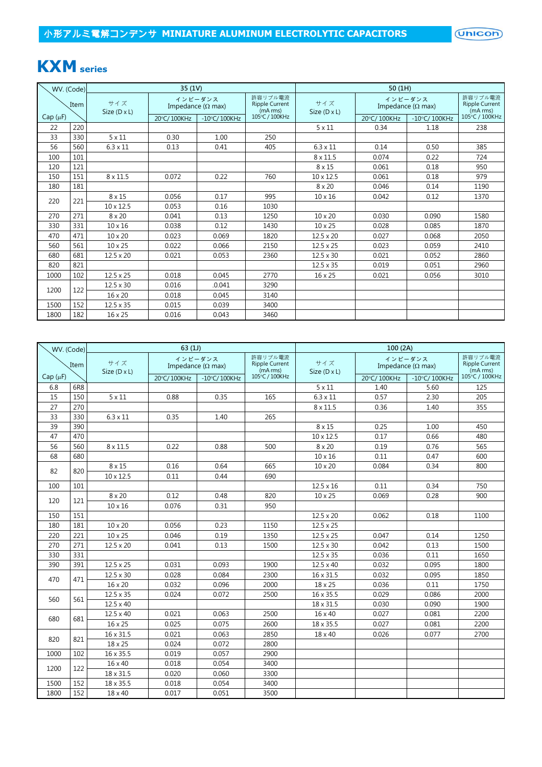# 小形アルミ電解コンデンサ MINIATURE ALUMINUM ELECTROLYTIC CAPACITORS

## KXM series

| WV. (Code) / Item / Cap (μF) | | 35 (1V) サイズ Size (D x L) | インピーダンス Impedance (Ω max) 20°C/ 100KHz | -10°C/ 100KHz | 許容リプル電流 Ripple Current (mA rms) 105°C / 100KHz | 50 (1H) サイズ Size (D x L) | インピーダンス Impedance (Ω max) 20°C/ 100KHz | -10°C/ 100KHz | 許容リプル電流 Ripple Current (mA rms) 105°C / 100KHz |
|---|---|---|---|---|---|---|---|---|---|
| 22 | 220 | | | | | 5 x 11 | 0.34 | 1.18 | 238 |
| 33 | 330 | 5 x 11 | 0.30 | 1.00 | 250 | | | | |
| 56 | 560 | 6.3 x 11 | 0.13 | 0.41 | 405 | 6.3 x 11 | 0.14 | 0.50 | 385 |
| 100 | 101 | | | | | 8 x 11.5 | 0.074 | 0.22 | 724 |
| 120 | 121 | | | | | 8 x 15 | 0.061 | 0.18 | 950 |
| 150 | 151 | 8 x 11.5 | 0.072 | 0.22 | 760 | 10 x 12.5 | 0.061 | 0.18 | 979 |
| 180 | 181 | | | | | 8 x 20 | 0.046 | 0.14 | 1190 |
| 220 | 221 | 8 x 15 | 0.056 | 0.17 | 995 | 10 x 16 | 0.042 | 0.12 | 1370 |
| | | 10 x 12.5 | 0.053 | 0.16 | 1030 | | | | |
| 270 | 271 | 8 x 20 | 0.041 | 0.13 | 1250 | 10 x 20 | 0.030 | 0.090 | 1580 |
| 330 | 331 | 10 x 16 | 0.038 | 0.12 | 1430 | 10 x 25 | 0.028 | 0.085 | 1870 |
| 470 | 471 | 10 x 20 | 0.023 | 0.069 | 1820 | 12.5 x 20 | 0.027 | 0.068 | 2050 |
| 560 | 561 | 10 x 25 | 0.022 | 0.066 | 2150 | 12.5 x 25 | 0.023 | 0.059 | 2410 |
| 680 | 681 | 12.5 x 20 | 0.021 | 0.053 | 2360 | 12.5 x 30 | 0.021 | 0.052 | 2860 |
| 820 | 821 | | | | | 12.5 x 35 | 0.019 | 0.051 | 2960 |
| 1000 | 102 | 12.5 x 25 | 0.018 | 0.045 | 2770 | 16 x 25 | 0.021 | 0.056 | 3010 |
| 1200 | 122 | 12.5 x 30 | 0.016 | .0.041 | 3290 | | | | |
| | | 16 x 20 | 0.018 | 0.045 | 3140 | | | | |
| 1500 | 152 | 12.5 x 35 | 0.015 | 0.039 | 3400 | | | | |
| 1800 | 182 | 16 x 25 | 0.016 | 0.043 | 3460 | | | | |

| WV. (Code) / Item / Cap (μF) | | 63 (1J) サイズ Size (D x L) | インピーダンス Impedance (Ω max) 20°C/ 100KHz | -10°C/ 100KHz | 許容リプル電流 Ripple Current (mA rms) 105°C / 100KHz | 100 (2A) サイズ Size (D x L) | インピーダンス Impedance (Ω max) 20°C/ 100KHz | -10°C/ 100KHz | 許容リプル電流 Ripple Current (mA rms) 105°C / 100KHz |
|---|---|---|---|---|---|---|---|---|---|
| 6.8 | 6R8 | | | | | 5 x 11 | 1.40 | 5.60 | 125 |
| 15 | 150 | 5 x 11 | 0.88 | 0.35 | 165 | 6.3 x 11 | 0.57 | 2.30 | 205 |
| 27 | 270 | | | | | 8 x 11.5 | 0.36 | 1.40 | 355 |
| 33 | 330 | 6.3 x 11 | 0.35 | 1.40 | 265 | | | | |
| 39 | 390 | | | | | 8 x 15 | 0.25 | 1.00 | 450 |
| 47 | 470 | | | | | 10 x 12.5 | 0.17 | 0.66 | 480 |
| 56 | 560 | 8 x 11.5 | 0.22 | 0.88 | 500 | 8 x 20 | 0.19 | 0.76 | 565 |
| 68 | 680 | | | | | 10 x 16 | 0.11 | 0.47 | 600 |
| 82 | 820 | 8 x 15 | 0.16 | 0.64 | 665 | 10 x 20 | 0.084 | 0.34 | 800 |
| | | 10 x 12.5 | 0.11 | 0.44 | 690 | | | | |
| 100 | 101 | | | | | 12.5 x 16 | 0.11 | 0.34 | 750 |
| 120 | 121 | 8 x 20 | 0.12 | 0.48 | 820 | 10 x 25 | 0.069 | 0.28 | 900 |
| | | 10 x 16 | 0.076 | 0.31 | 950 | | | | |
| 150 | 151 | | | | | 12.5 x 20 | 0.062 | 0.18 | 1100 |
| 180 | 181 | 10 x 20 | 0.056 | 0.23 | 1150 | 12.5 x 25 | | | |
| 220 | 221 | 10 x 25 | 0.046 | 0.19 | 1350 | 12.5 x 25 | 0.047 | 0.14 | 1250 |
| 270 | 271 | 12.5 x 20 | 0.041 | 0.13 | 1500 | 12.5 x 30 | 0.042 | 0.13 | 1500 |
| 330 | 331 | | | | | 12.5 x 35 | 0.036 | 0.11 | 1650 |
| 390 | 391 | 12.5 x 25 | 0.031 | 0.093 | 1900 | 12.5 x 40 | 0.032 | 0.095 | 1800 |
| 470 | 471 | 12.5 x 30 | 0.028 | 0.084 | 2300 | 16 x 31.5 | 0.032 | 0.095 | 1850 |
| | | 16 x 20 | 0.032 | 0.096 | 2000 | 18 x 25 | 0.036 | 0.11 | 1750 |
| 560 | 561 | 12.5 x 35 | 0.024 | 0.072 | 2500 | 16 x 35.5 | 0.029 | 0.086 | 2000 |
| | | 12.5 x 40 | | | | 18 x 31.5 | 0.030 | 0.090 | 1900 |
| 680 | 681 | 12.5 x 40 | 0.021 | 0.063 | 2500 | 16 x 40 | 0.027 | 0.081 | 2200 |
| | | 16 x 25 | 0.025 | 0.075 | 2600 | 18 x 35.5 | 0.027 | 0.081 | 2200 |
| 820 | 821 | 16 x 31.5 | 0.021 | 0.063 | 2850 | 18 x 40 | 0.026 | 0.077 | 2700 |
| | | 18 x 25 | 0.024 | 0.072 | 2800 | | | | |
| 1000 | 102 | 16 x 35.5 | 0.019 | 0.057 | 2900 | | | | |
| 1200 | 122 | 16 x 40 | 0.018 | 0.054 | 3400 | | | | |
| | | 18 x 31.5 | 0.020 | 0.060 | 3300 | | | | |
| 1500 | 152 | 18 x 35.5 | 0.018 | 0.054 | 3400 | | | | |
| 1800 | 152 | 18 x 40 | 0.017 | 0.051 | 3500 | | | | |